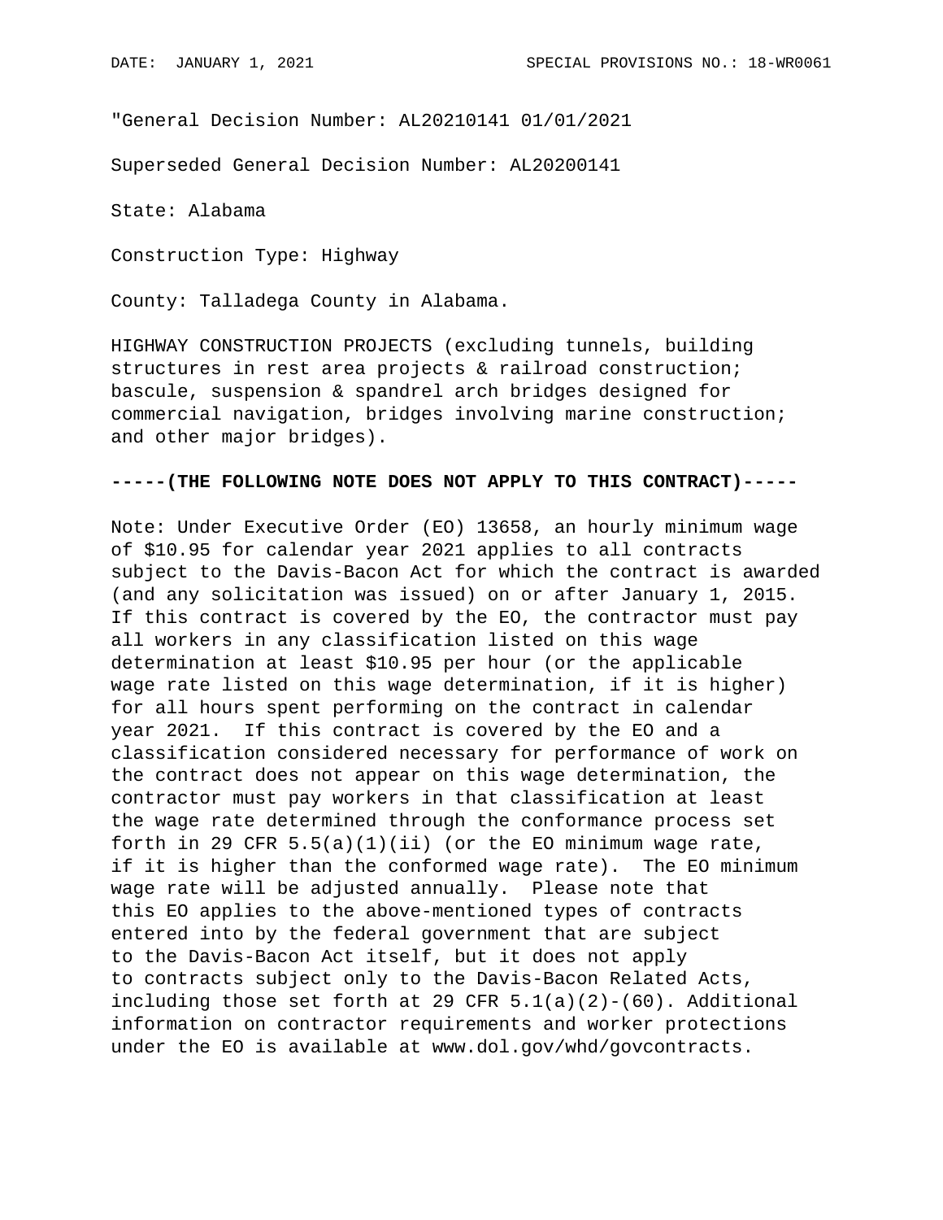"General Decision Number: AL20210141 01/01/2021

Superseded General Decision Number: AL20200141

State: Alabama

Construction Type: Highway

County: Talladega County in Alabama.

HIGHWAY CONSTRUCTION PROJECTS (excluding tunnels, building structures in rest area projects & railroad construction; bascule, suspension & spandrel arch bridges designed for commercial navigation, bridges involving marine construction; and other major bridges).

**-----(THE FOLLOWING NOTE DOES NOT APPLY TO THIS CONTRACT)-----**

Note: Under Executive Order (EO) 13658, an hourly minimum wage of $10.95 for calendar year 2021 applies to all contracts subject to the Davis-Bacon Act for which the contract is awarded (and any solicitation was issued) on or after January 1, 2015. If this contract is covered by the EO, the contractor must pay all workers in any classification listed on this wage determination at least $10.95 per hour (or the applicable wage rate listed on this wage determination, if it is higher) for all hours spent performing on the contract in calendar year 2021. If this contract is covered by the EO and a classification considered necessary for performance of work on the contract does not appear on this wage determination, the contractor must pay workers in that classification at least the wage rate determined through the conformance process set forth in 29 CFR 5.5(a)(1)(ii) (or the EO minimum wage rate, if it is higher than the conformed wage rate). The EO minimum wage rate will be adjusted annually. Please note that this EO applies to the above-mentioned types of contracts entered into by the federal government that are subject to the Davis-Bacon Act itself, but it does not apply to contracts subject only to the Davis-Bacon Related Acts, including those set forth at 29 CFR 5.1(a)(2)-(60). Additional information on contractor requirements and worker protections under the EO is available at www.dol.gov/whd/govcontracts.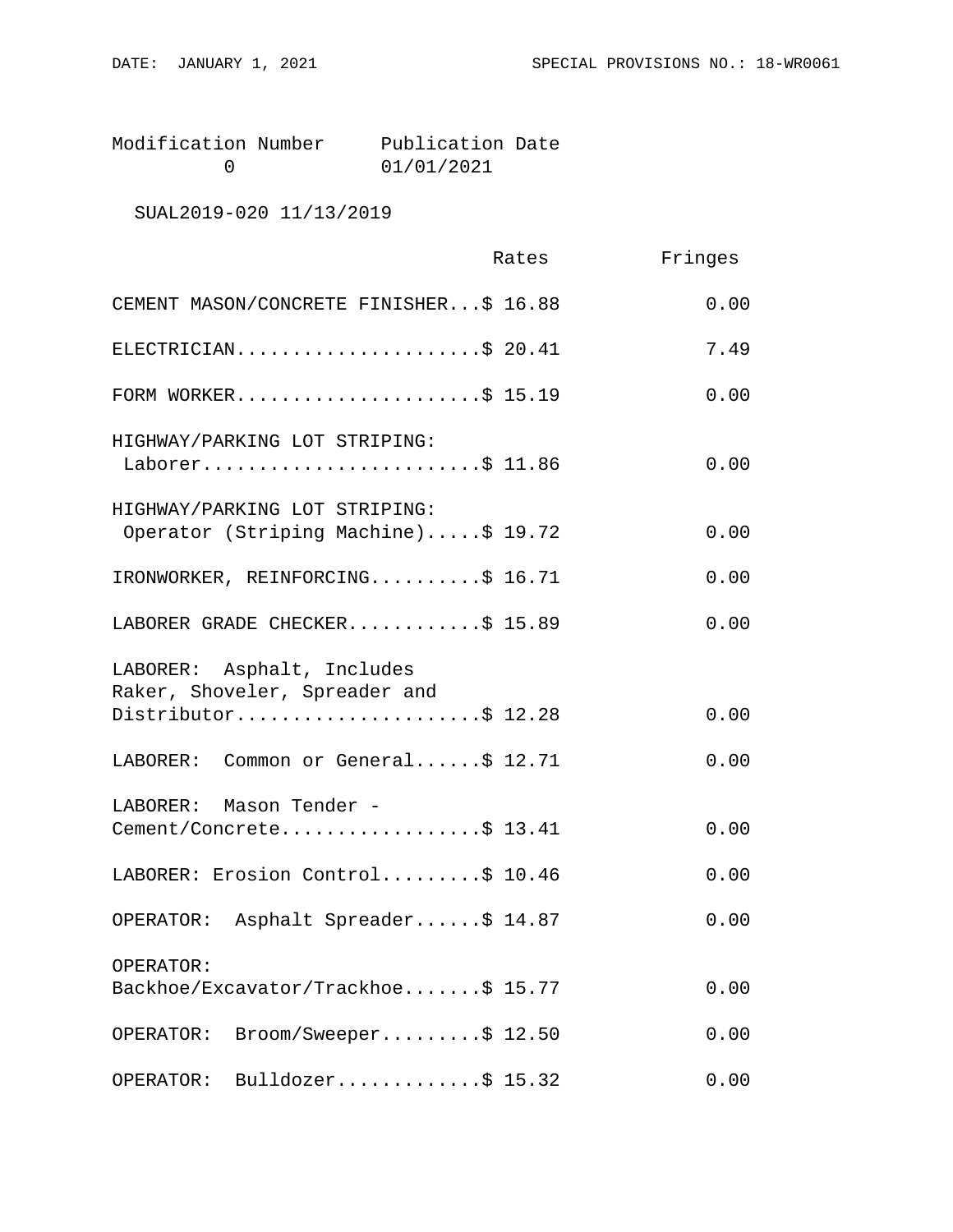| Modification Number | Publication Date |
|---|---|
| 0 | 01/01/2021 |

SUAL2019-020 11/13/2019

| | Rates | Fringes |
|---|---|---|
| CEMENT MASON/CONCRETE FINISHER | $ 16.88 | 0.00 |
| ELECTRICIAN | $ 20.41 | 7.49 |
| FORM WORKER | $ 15.19 | 0.00 |
| HIGHWAY/PARKING LOT STRIPING: Laborer | $ 11.86 | 0.00 |
| HIGHWAY/PARKING LOT STRIPING: Operator (Striping Machine) | $ 19.72 | 0.00 |
| IRONWORKER, REINFORCING | $ 16.71 | 0.00 |
| LABORER GRADE CHECKER | $ 15.89 | 0.00 |
| LABORER: Asphalt, Includes Raker, Shoveler, Spreader and Distributor | $ 12.28 | 0.00 |
| LABORER: Common or General | $ 12.71 | 0.00 |
| LABORER: Mason Tender - Cement/Concrete | $ 13.41 | 0.00 |
| LABORER: Erosion Control | $ 10.46 | 0.00 |
| OPERATOR: Asphalt Spreader | $ 14.87 | 0.00 |
| OPERATOR: Backhoe/Excavator/Trackhoe | $ 15.77 | 0.00 |
| OPERATOR: Broom/Sweeper | $ 12.50 | 0.00 |
| OPERATOR: Bulldozer | $ 15.32 | 0.00 |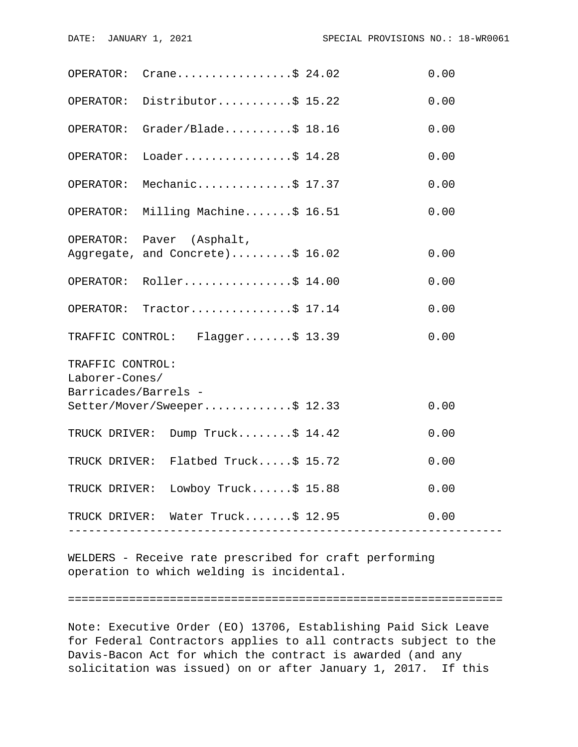| | Rates | Fringes |
|---|---|---|
| OPERATOR: Crane | $ 24.02 | 0.00 |
| OPERATOR: Distributor | $ 15.22 | 0.00 |
| OPERATOR: Grader/Blade | $ 18.16 | 0.00 |
| OPERATOR: Loader | $ 14.28 | 0.00 |
| OPERATOR: Mechanic | $ 17.37 | 0.00 |
| OPERATOR: Milling Machine | $ 16.51 | 0.00 |
| OPERATOR: Paver (Asphalt, Aggregate, and Concrete) | $ 16.02 | 0.00 |
| OPERATOR: Roller | $ 14.00 | 0.00 |
| OPERATOR: Tractor | $ 17.14 | 0.00 |
| TRAFFIC CONTROL: Flagger | $ 13.39 | 0.00 |
| TRAFFIC CONTROL: Laborer-Cones/ Barricades/Barrels - Setter/Mover/Sweeper | $ 12.33 | 0.00 |
| TRUCK DRIVER: Dump Truck | $ 14.42 | 0.00 |
| TRUCK DRIVER: Flatbed Truck | $ 15.72 | 0.00 |
| TRUCK DRIVER: Lowboy Truck | $ 15.88 | 0.00 |
| TRUCK DRIVER: Water Truck | $ 12.95 | 0.00 |

---

WELDERS - Receive rate prescribed for craft performing operation to which welding is incidental.

================================================================

Note: Executive Order (EO) 13706, Establishing Paid Sick Leave for Federal Contractors applies to all contracts subject to the Davis-Bacon Act for which the contract is awarded (and any solicitation was issued) on or after January 1, 2017. If this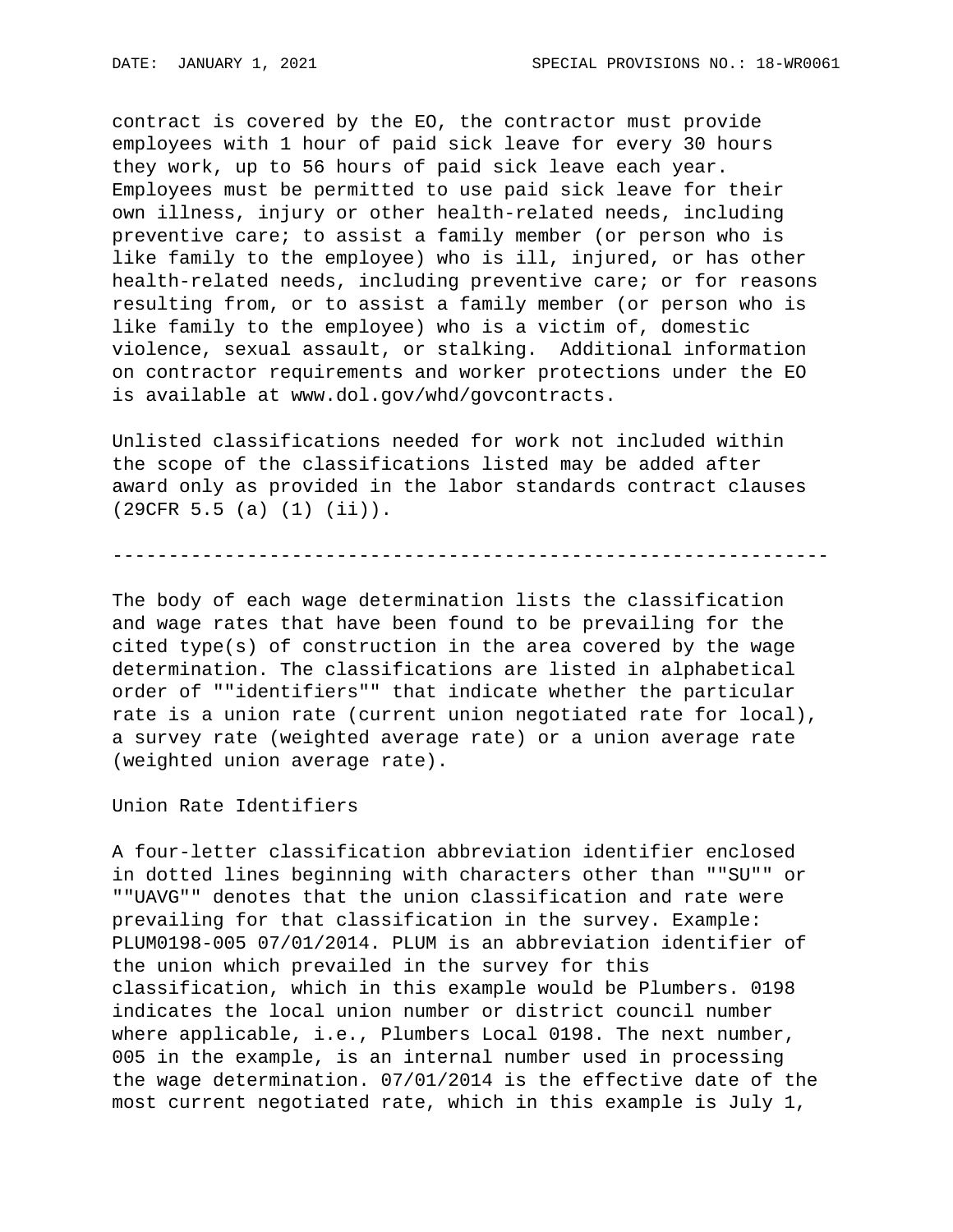contract is covered by the EO, the contractor must provide employees with 1 hour of paid sick leave for every 30 hours they work, up to 56 hours of paid sick leave each year. Employees must be permitted to use paid sick leave for their own illness, injury or other health-related needs, including preventive care; to assist a family member (or person who is like family to the employee) who is ill, injured, or has other health-related needs, including preventive care; or for reasons resulting from, or to assist a family member (or person who is like family to the employee) who is a victim of, domestic violence, sexual assault, or stalking. Additional information on contractor requirements and worker protections under the EO is available at www.dol.gov/whd/govcontracts.

Unlisted classifications needed for work not included within the scope of the classifications listed may be added after award only as provided in the labor standards contract clauses (29CFR 5.5 (a) (1) (ii)).

----------------------------------------------------------------

The body of each wage determination lists the classification and wage rates that have been found to be prevailing for the cited type(s) of construction in the area covered by the wage determination. The classifications are listed in alphabetical order of ""identifiers"" that indicate whether the particular rate is a union rate (current union negotiated rate for local), a survey rate (weighted average rate) or a union average rate (weighted union average rate).

Union Rate Identifiers

A four-letter classification abbreviation identifier enclosed in dotted lines beginning with characters other than ""SU"" or ""UAVG"" denotes that the union classification and rate were prevailing for that classification in the survey. Example: PLUM0198-005 07/01/2014. PLUM is an abbreviation identifier of the union which prevailed in the survey for this classification, which in this example would be Plumbers. 0198 indicates the local union number or district council number where applicable, i.e., Plumbers Local 0198. The next number, 005 in the example, is an internal number used in processing the wage determination. 07/01/2014 is the effective date of the most current negotiated rate, which in this example is July 1,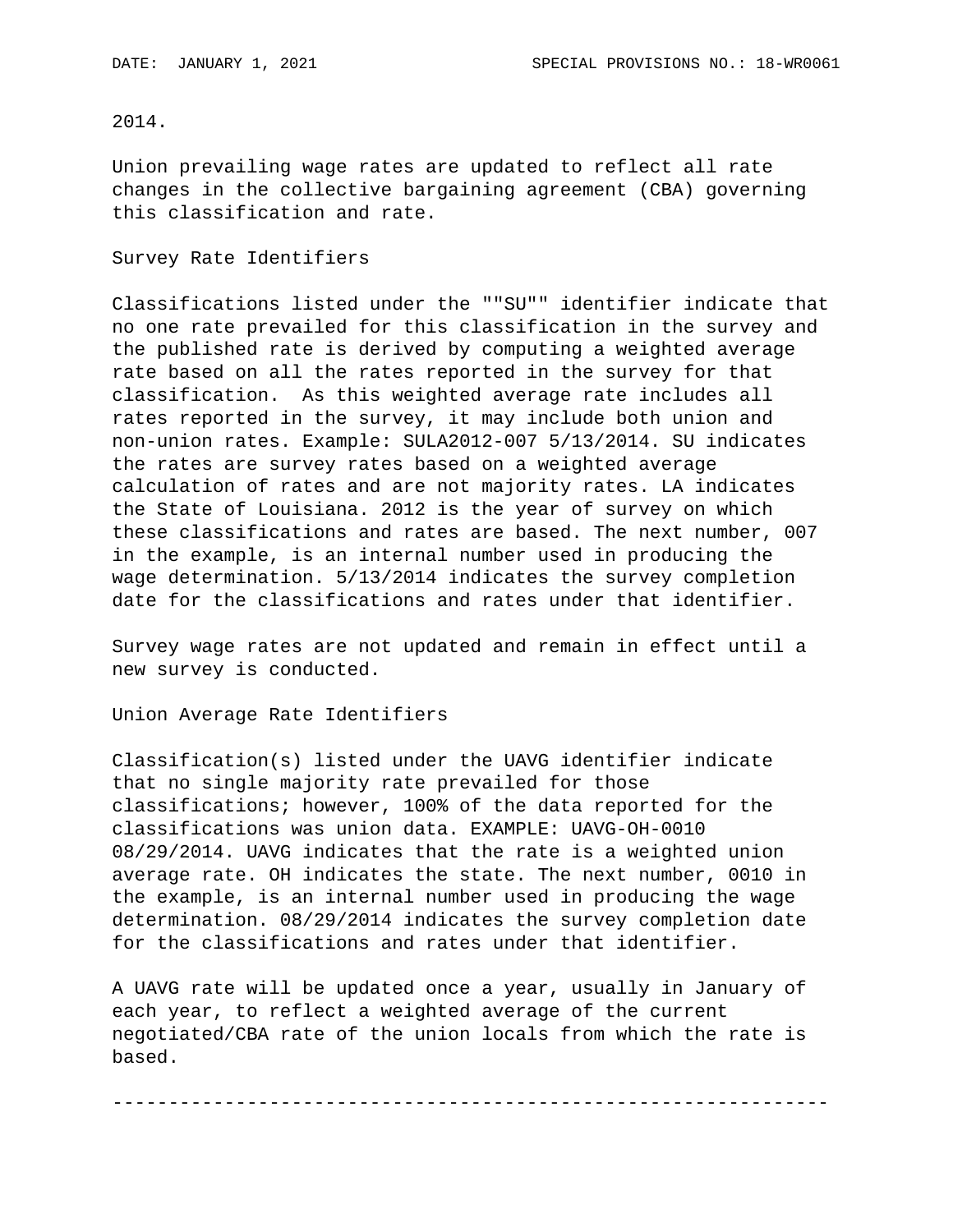2014.

Union prevailing wage rates are updated to reflect all rate changes in the collective bargaining agreement (CBA) governing this classification and rate.

Survey Rate Identifiers

Classifications listed under the ""SU"" identifier indicate that no one rate prevailed for this classification in the survey and the published rate is derived by computing a weighted average rate based on all the rates reported in the survey for that classification. As this weighted average rate includes all rates reported in the survey, it may include both union and non-union rates. Example: SULA2012-007 5/13/2014. SU indicates the rates are survey rates based on a weighted average calculation of rates and are not majority rates. LA indicates the State of Louisiana. 2012 is the year of survey on which these classifications and rates are based. The next number, 007 in the example, is an internal number used in producing the wage determination. 5/13/2014 indicates the survey completion date for the classifications and rates under that identifier.

Survey wage rates are not updated and remain in effect until a new survey is conducted.

Union Average Rate Identifiers

Classification(s) listed under the UAVG identifier indicate that no single majority rate prevailed for those classifications; however, 100% of the data reported for the classifications was union data. EXAMPLE: UAVG-OH-0010 08/29/2014. UAVG indicates that the rate is a weighted union average rate. OH indicates the state. The next number, 0010 in the example, is an internal number used in producing the wage determination. 08/29/2014 indicates the survey completion date for the classifications and rates under that identifier.

A UAVG rate will be updated once a year, usually in January of each year, to reflect a weighted average of the current negotiated/CBA rate of the union locals from which the rate is based.

----------------------------------------------------------------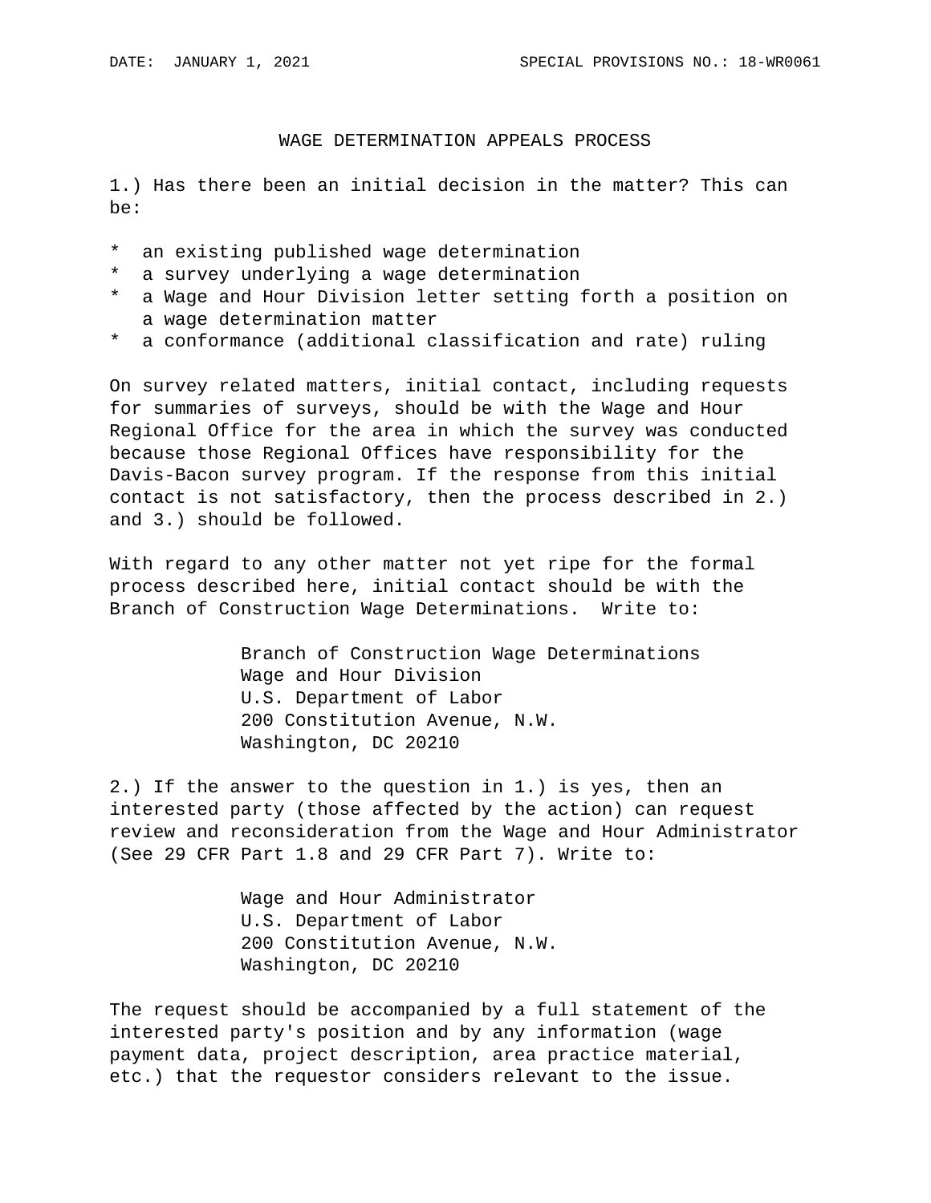# WAGE DETERMINATION APPEALS PROCESS

1.) Has there been an initial decision in the matter? This can be:

* an existing published wage determination
* a survey underlying a wage determination
* a Wage and Hour Division letter setting forth a position on a wage determination matter
* a conformance (additional classification and rate) ruling

On survey related matters, initial contact, including requests for summaries of surveys, should be with the Wage and Hour Regional Office for the area in which the survey was conducted because those Regional Offices have responsibility for the Davis-Bacon survey program. If the response from this initial contact is not satisfactory, then the process described in 2.) and 3.) should be followed.

With regard to any other matter not yet ripe for the formal process described here, initial contact should be with the Branch of Construction Wage Determinations. Write to:

Branch of Construction Wage Determinations
Wage and Hour Division
U.S. Department of Labor
200 Constitution Avenue, N.W.
Washington, DC 20210

2.) If the answer to the question in 1.) is yes, then an interested party (those affected by the action) can request review and reconsideration from the Wage and Hour Administrator (See 29 CFR Part 1.8 and 29 CFR Part 7). Write to:

Wage and Hour Administrator
U.S. Department of Labor
200 Constitution Avenue, N.W.
Washington, DC 20210

The request should be accompanied by a full statement of the interested party's position and by any information (wage payment data, project description, area practice material, etc.) that the requestor considers relevant to the issue.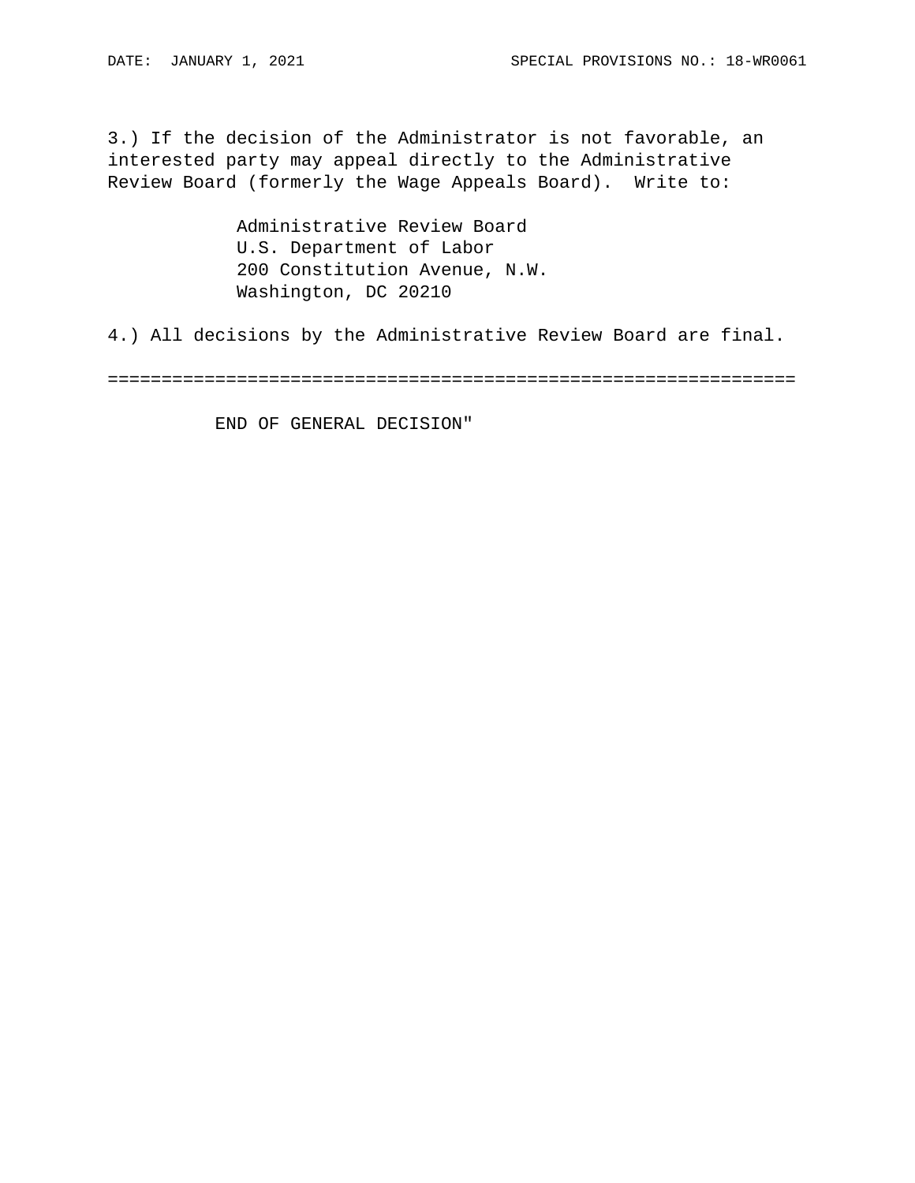3.) If the decision of the Administrator is not favorable, an interested party may appeal directly to the Administrative Review Board (formerly the Wage Appeals Board). Write to:

Administrative Review Board
U.S. Department of Labor
200 Constitution Avenue, N.W.
Washington, DC 20210

4.) All decisions by the Administrative Review Board are final.

================================================================

END OF GENERAL DECISION"